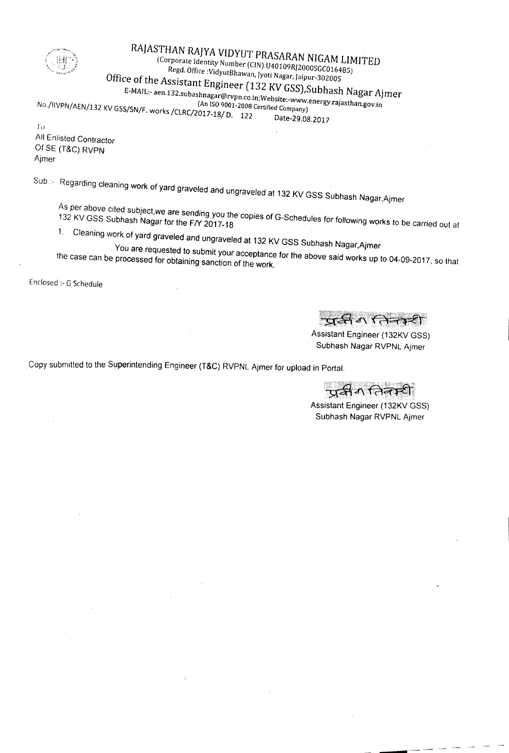# RAJASTHAN RAJYA VIDYUT PRASARAN NIGAM LIMITED

(Corporate Identity Number (CIN):U40109RJ2000SGC016485)

Regd. Office :VidyutBhawan, Jyoti Nagar, Jaipur-302005

## Office of the Assistant Engineer (132 KV GSS),Subhash Nagar Ajmer

E-MAIL:- aen.132.subashnagar@rvpn.co.in;Website:-www.energy.rajasthan.gov.in

(An ISO 9001-2008 Certified Company)

No./RVPN/AEN/132 KV GSS/SN/F. works /CLRC/2017-18/ D. 122 Date-29.08.2017

To

All Enlisted Contractor

Of SE (T&C) RVPN

Ajmer

Sub.:- Regarding cleaning work of yard graveled and ungraveled at 132 KV GSS Subhash Nagar,Ajmer

As per above cited subject,we are sending you the copies of G-Schedules for following works to be carried out at 132 KV GSS Subhash Nagar for the F/Y 2017-18

1. Cleaning work of yard graveled and ungraveled at 132 KV GSS Subhash Nagar,Ajmer

You are requested to submit your acceptance for the above said works up to 04-09-2017, so that the case can be processed for obtaining sanction of the work.

Enclosed :- G Schedule

प्रवीण तिवारी

Assistant Engineer (132KV GSS)

Subhash Nagar RVPNL Ajmer

Copy submitted to the Superintending Engineer (T&C) RVPNL Ajmer for upload in Portal.

प्रवीण तिवारी

Assistant Engineer (132KV GSS)

Subhash Nagar RVPNL Ajmer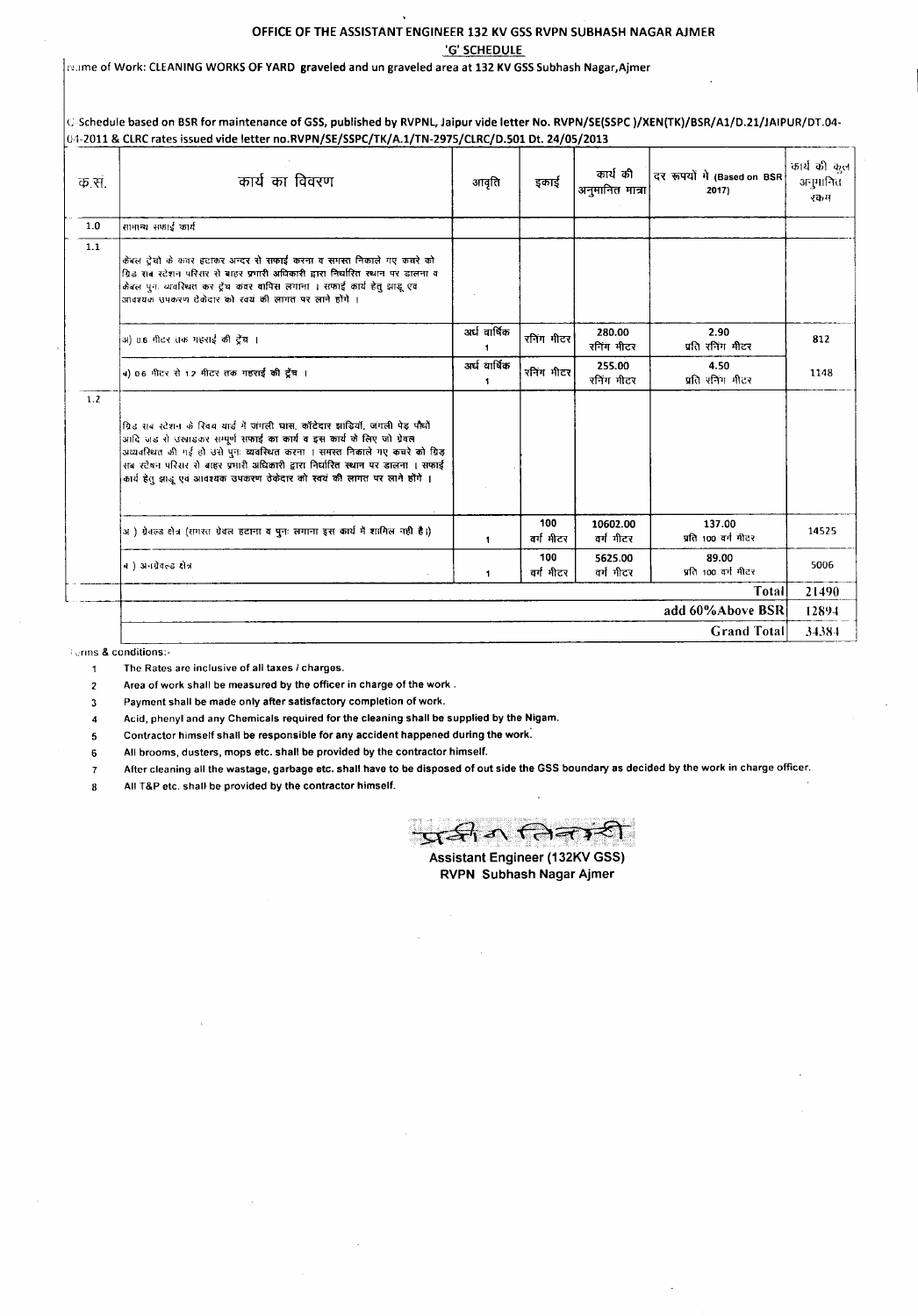**OFFICE OF THE ASSISTANT ENGINEER 132 KV GSS RVPN SUBHASH NAGAR AJMER**

**'G' SCHEDULE**

Name of Work: CLEANING WORKS OF YARD graveled and un graveled area at 132 KV GSS Subhash Nagar,Ajmer

G Schedule based on BSR for maintenance of GSS, published by RVPNL, Jaipur vide letter No. RVPN/SE(SSPC )/XEN(TK)/BSR/A1/D.21/JAIPUR/DT.04-04-2011 & CLRC rates issued vide letter no.RVPN/SE/SSPC/TK/A.1/TN-2975/CLRC/D.501 Dt. 24/05/2013

| क्र.सं. | कार्य का विवरण | आवृति | इकाई | कार्य की अनुमानित मात्रा | दर रूपयों मे (Based on BSR 2017) | कार्य की कुल अनुमानित रकम |
|---|---|---|---|---|---|---|
| 1.0 | सामान्य सफाई कार्य | | | | | |
| 1.1 | केबल ट्रेंचो के कवर हटाकर अन्दर से सफाई करना व समस्त निकाले गए कचरे को ग्रिड सब स्टेशन परिसर से बाहर प्रभारी अधिकारी द्वारा निर्धारित स्थान पर डालना व केबल पुनः व्यवस्थित कर ट्रेंच कवर वापिस लगाना । सफाई कार्य हेतु झाडू एव आवश्यक उपकरण ठेकेदार को स्वयं की लागत पर लाने होंगे । | | | | | |
| | अ) 0.6 मीटर तक गहराई की ट्रेंच । | अर्ध वार्षिक 1 | रनिंग मीटर | 280.00 रनिंग मीटर | 2.90 प्रति रनिंग मीटर | 812 |
| | ब) 0.6 मीटर से 1.2 मीटर तक गहराई की ट्रेंच । | अर्ध वार्षिक 1 | रनिंग मीटर | 255.00 रनिंग मीटर | 4.50 प्रति रनिंग मीटर | 1148 |
| 1.2 | ग्रिड सब स्टेशन के स्विच यार्ड में जंगली घास, कॉटेदार झाडियॉं, जंगली पेड़ पौधों आदि जड़ से उखाड़कर सम्पूर्ण सफाई का कार्य व इस कार्य के लिए जो ग्रेवल अव्यवस्थित की गई हो उसे पुनः व्यवस्थित करना । समस्त निकाले गए कचरे को ग्रिड सब स्टेशन परिसर से बाहर प्रभारी अधिकारी द्वारा निर्धारित स्थान पर डालना । सफाई कार्य हेतु झाडू एव आवश्यक उपकरण ठेकेदार को स्वयं की लागत पर लाने होंगे । | | | | | |
| | अ ) ग्रेवल्ड क्षेत्र (समस्त ग्रेवल हटाना व पुनः लगाना इस कार्य में शामिल नही है।) | 1 | 100 वर्ग मीटर | 10602.00 वर्ग मीटर | 137.00 प्रति 100 वर्ग मीटर | 14525 |
| | ब ) अनग्रेवल्ड क्षेत्र | 1 | 100 वर्ग मीटर | 5625.00 वर्ग मीटर | 89.00 प्रति 100 वर्ग मीटर | 5006 |
| | | | | | **Total** | **21490** |
| | | | | | **add 60%Above BSR** | **12894** |
| | | | | | **Grand Total** | **34384** |

**Terms & conditions:-**

1. The Rates are inclusive of all taxes / charges.
2. Area of work shall be measured by the officer in charge of the work .
3. Payment shall be made only after satisfactory completion of work.
4. Acid, phenyl and any Chemicals required for the cleaning shall be supplied by the Nigam.
5. Contractor himself shall be responsible for any accident happened during the work.
6. All brooms, dusters, mops etc. shall be provided by the contractor himself.
7. After cleaning all the wastage, garbage etc. shall have to be disposed of out side the GSS boundary as decided by the work in charge officer.
8. All T&P etc. shall be provided by the contractor himself.

प्रवीन तिवारी

**Assistant Engineer (132KV GSS)**
**RVPN Subhash Nagar Ajmer**